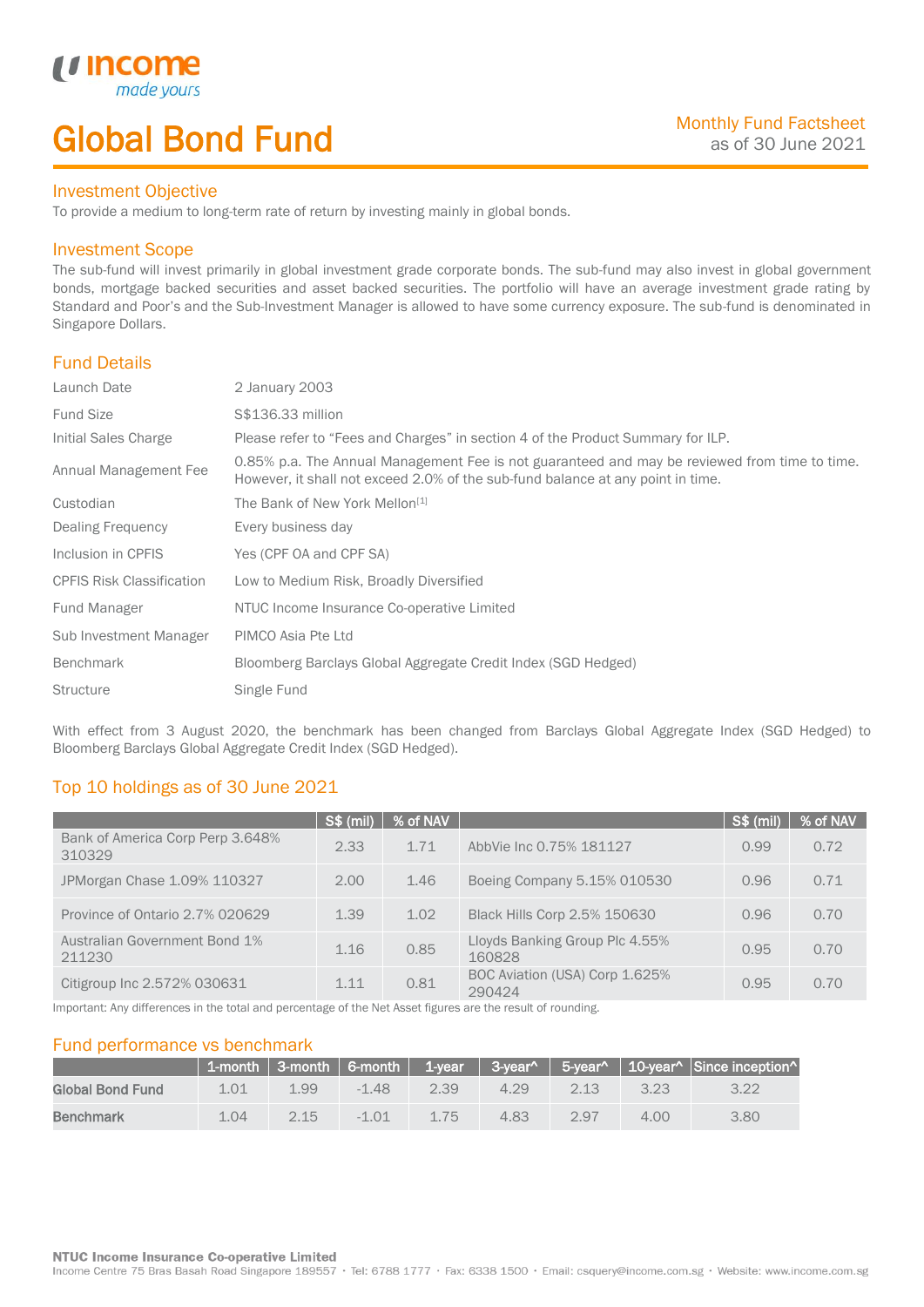# Global Bond Fund

Monthly Fund Factsheet
as of 30 June 2021

## Investment Objective

To provide a medium to long-term rate of return by investing mainly in global bonds.

## Investment Scope

The sub-fund will invest primarily in global investment grade corporate bonds. The sub-fund may also invest in global government bonds, mortgage backed securities and asset backed securities. The portfolio will have an average investment grade rating by Standard and Poor's and the Sub-Investment Manager is allowed to have some currency exposure. The sub-fund is denominated in Singapore Dollars.

## Fund Details

| | |
|---|---|
| Launch Date | 2 January 2003 |
| Fund Size | S$136.33 million |
| Initial Sales Charge | Please refer to "Fees and Charges" in section 4 of the Product Summary for ILP. |
| Annual Management Fee | 0.85% p.a. The Annual Management Fee is not guaranteed and may be reviewed from time to time. However, it shall not exceed 2.0% of the sub-fund balance at any point in time. |
| Custodian | The Bank of New York Mellon[1] |
| Dealing Frequency | Every business day |
| Inclusion in CPFIS | Yes (CPF OA and CPF SA) |
| CPFIS Risk Classification | Low to Medium Risk, Broadly Diversified |
| Fund Manager | NTUC Income Insurance Co-operative Limited |
| Sub Investment Manager | PIMCO Asia Pte Ltd |
| Benchmark | Bloomberg Barclays Global Aggregate Credit Index (SGD Hedged) |
| Structure | Single Fund |

With effect from 3 August 2020, the benchmark has been changed from Barclays Global Aggregate Index (SGD Hedged) to Bloomberg Barclays Global Aggregate Credit Index (SGD Hedged).

## Top 10 holdings as of 30 June 2021

| | S$ (mil) | % of NAV | | S$ (mil) | % of NAV |
|---|---|---|---|---|---|
| Bank of America Corp Perp 3.648% 310329 | 2.33 | 1.71 | AbbVie Inc 0.75% 181127 | 0.99 | 0.72 |
| JPMorgan Chase 1.09% 110327 | 2.00 | 1.46 | Boeing Company 5.15% 010530 | 0.96 | 0.71 |
| Province of Ontario 2.7% 020629 | 1.39 | 1.02 | Black Hills Corp 2.5% 150630 | 0.96 | 0.70 |
| Australian Government Bond 1% 211230 | 1.16 | 0.85 | Lloyds Banking Group Plc 4.55% 160828 | 0.95 | 0.70 |
| Citigroup Inc 2.572% 030631 | 1.11 | 0.81 | BOC Aviation (USA) Corp 1.625% 290424 | 0.95 | 0.70 |

Important: Any differences in the total and percentage of the Net Asset figures are the result of rounding.

## Fund performance vs benchmark

| | 1-month | 3-month | 6-month | 1-year | 3-year^ | 5-year^ | 10-year^ | Since inception^ |
|---|---|---|---|---|---|---|---|---|
| **Global Bond Fund** | 1.01 | 1.99 | -1.48 | 2.39 | 4.29 | 2.13 | 3.23 | 3.22 |
| **Benchmark** | 1.04 | 2.15 | -1.01 | 1.75 | 4.83 | 2.97 | 4.00 | 3.80 |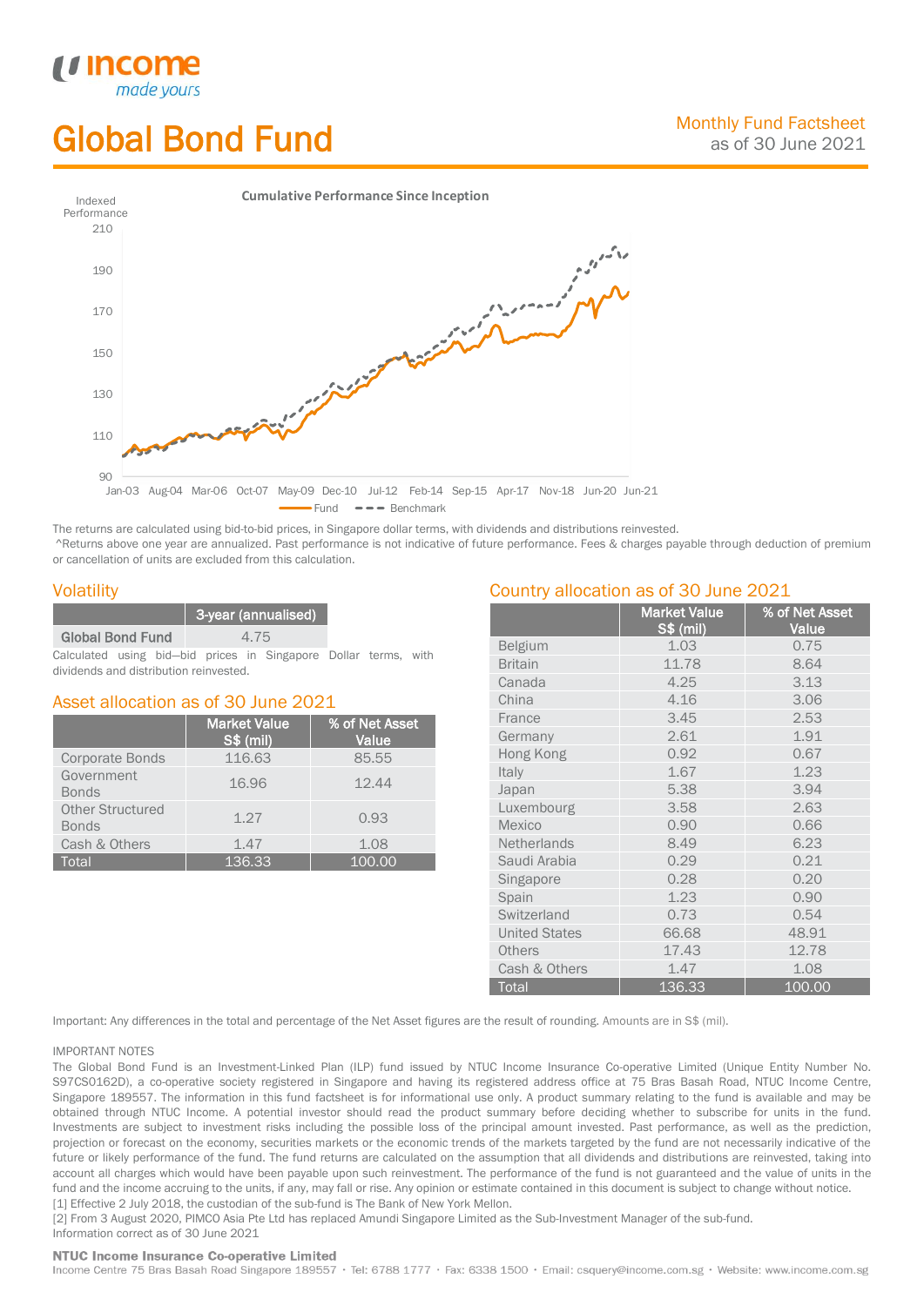income
made yours

# Global Bond Fund

Monthly Fund Factsheet
as of 30 June 2021

Cumulative Performance Since Inception

Indexed Performance

210
190
170
150
130
110
90

Jan-03 Aug-04 Mar-06 Oct-07 May-09 Dec-10 Jul-12 Feb-14 Sep-15 Apr-17 Nov-18 Jun-20 Jun-21

Fund — Benchmark

The returns are calculated using bid-to-bid prices, in Singapore dollar terms, with dividends and distributions reinvested.
^Returns above one year are annualized. Past performance is not indicative of future performance. Fees & charges payable through deduction of premium or cancellation of units are excluded from this calculation.

## Volatility

| | 3-year (annualised) |
|---|---|
| Global Bond Fund | 4.75 |

Calculated using bid–bid prices in Singapore Dollar terms, with dividends and distribution reinvested.

## Asset allocation as of 30 June 2021

| | Market Value S$ (mil) | % of Net Asset Value |
|---|---|---|
| Corporate Bonds | 116.63 | 85.55 |
| Government Bonds | 16.96 | 12.44 |
| Other Structured Bonds | 1.27 | 0.93 |
| Cash & Others | 1.47 | 1.08 |
| Total | 136.33 | 100.00 |

## Country allocation as of 30 June 2021

| | Market Value S$ (mil) | % of Net Asset Value |
|---|---|---|
| Belgium | 1.03 | 0.75 |
| Britain | 11.78 | 8.64 |
| Canada | 4.25 | 3.13 |
| China | 4.16 | 3.06 |
| France | 3.45 | 2.53 |
| Germany | 2.61 | 1.91 |
| Hong Kong | 0.92 | 0.67 |
| Italy | 1.67 | 1.23 |
| Japan | 5.38 | 3.94 |
| Luxembourg | 3.58 | 2.63 |
| Mexico | 0.90 | 0.66 |
| Netherlands | 8.49 | 6.23 |
| Saudi Arabia | 0.29 | 0.21 |
| Singapore | 0.28 | 0.20 |
| Spain | 1.23 | 0.90 |
| Switzerland | 0.73 | 0.54 |
| United States | 66.68 | 48.91 |
| Others | 17.43 | 12.78 |
| Cash & Others | 1.47 | 1.08 |
| Total | 136.33 | 100.00 |

Important: Any differences in the total and percentage of the Net Asset figures are the result of rounding. Amounts are in S$ (mil).

IMPORTANT NOTES

The Global Bond Fund is an Investment-Linked Plan (ILP) fund issued by NTUC Income Insurance Co-operative Limited (Unique Entity Number No. S97CS0162D), a co-operative society registered in Singapore and having its registered address office at 75 Bras Basah Road, NTUC Income Centre, Singapore 189557. The information in this fund factsheet is for informational use only. A product summary relating to the fund is available and may be obtained through NTUC Income. A potential investor should read the product summary before deciding whether to subscribe for units in the fund. Investments are subject to investment risks including the possible loss of the principal amount invested. Past performance, as well as the prediction, projection or forecast on the economy, securities markets or the economic trends of the markets targeted by the fund are not necessarily indicative of the future or likely performance of the fund. The fund returns are calculated on the assumption that all dividends and distributions are reinvested, taking into account all charges which would have been payable upon such reinvestment. The performance of the fund is not guaranteed and the value of units in the fund and the income accruing to the units, if any, may fall or rise. Any opinion or estimate contained in this document is subject to change without notice.
[1] Effective 2 July 2018, the custodian of the sub-fund is The Bank of New York Mellon.
[2] From 3 August 2020, PIMCO Asia Pte Ltd has replaced Amundi Singapore Limited as the Sub-Investment Manager of the sub-fund.
Information correct as of 30 June 2021

**NTUC Income Insurance Co-operative Limited**
Income Centre 75 Bras Basah Road Singapore 189557 · Tel: 6788 1777 · Fax: 6338 1500 · Email: csquery@income.com.sg · Website: www.income.com.sg